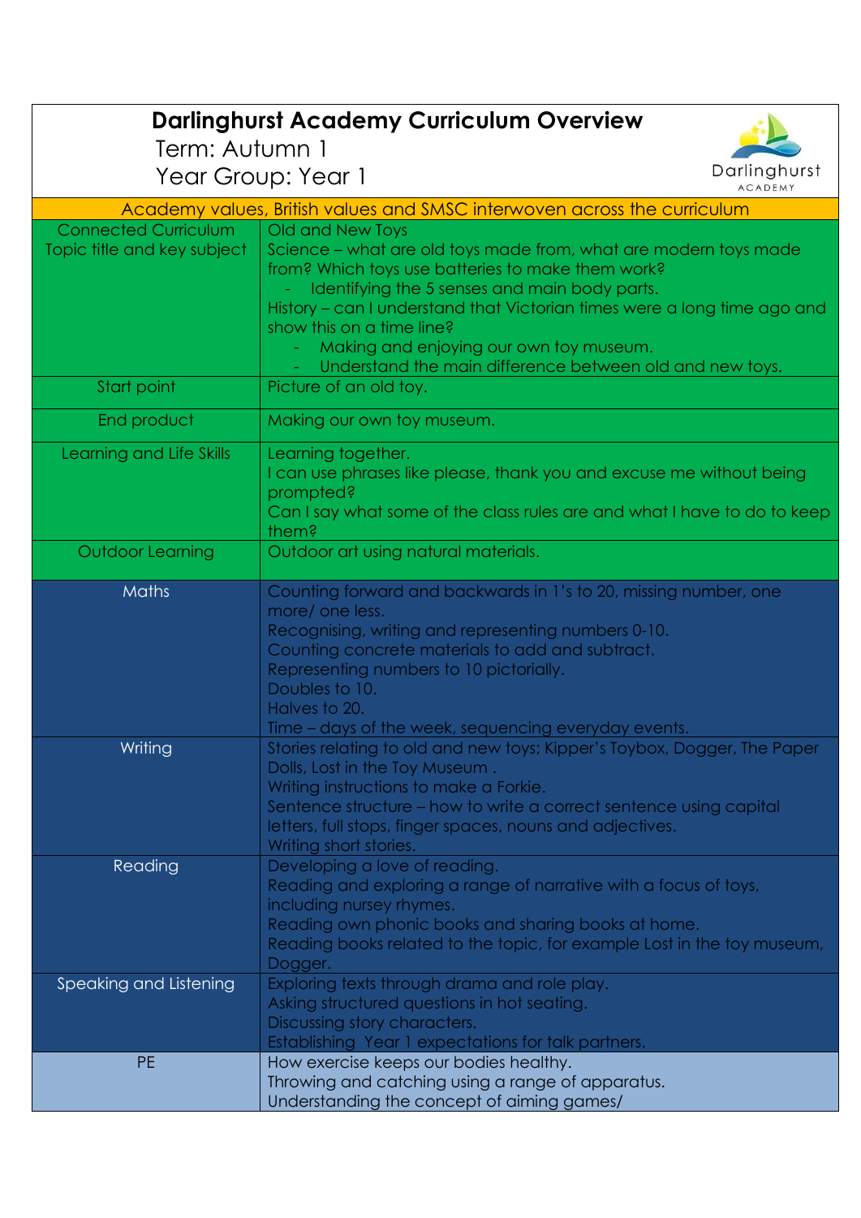# Darlinghurst Academy Curriculum Overview

Term: Autumn 1

Year Group: Year 1

| Academy values, British values and SMSC interwoven across the curriculum | |
|---|---|
| Connected Curriculum Topic title and key subject | Old and New Toys<br>Science – what are old toys made from, what are modern toys made from? Which toys use batteries to make them work?<br>- Identifying the 5 senses and main body parts.<br>History – can I understand that Victorian times were a long time ago and show this on a time line?<br>- Making and enjoying our own toy museum.<br>- Understand the main difference between old and new toys. |
| Start point | Picture of an old toy. |
| End product | Making our own toy museum. |
| Learning and Life Skills | Learning together.<br>I can use phrases like please, thank you and excuse me without being prompted?<br>Can I say what some of the class rules are and what I have to do to keep them? |
| Outdoor Learning | Outdoor art using natural materials. |
| Maths | Counting forward and backwards in 1's to 20, missing number, one more/ one less.<br>Recognising, writing and representing numbers 0-10.<br>Counting concrete materials to add and subtract.<br>Representing numbers to 10 pictorially.<br>Doubles to 10.<br>Halves to 20.<br>Time – days of the week, sequencing everyday events. |
| Writing | Stories relating to old and new toys; Kipper's Toybox, Dogger, The Paper Dolls, Lost in the Toy Museum .<br>Writing instructions to make a Forkie.<br>Sentence structure – how to write a correct sentence using capital letters, full stops, finger spaces, nouns and adjectives.<br>Writing short stories. |
| Reading | Developing a love of reading.<br>Reading and exploring a range of narrative with a focus of toys, including nursey rhymes.<br>Reading own phonic books and sharing books at home.<br>Reading books related to the topic, for example Lost in the toy museum, Dogger. |
| Speaking and Listening | Exploring texts through drama and role play.<br>Asking structured questions in hot seating.<br>Discussing story characters.<br>Establishing Year 1 expectations for talk partners. |
| PE | How exercise keeps our bodies healthy.<br>Throwing and catching using a range of apparatus.<br>Understanding the concept of aiming games/ |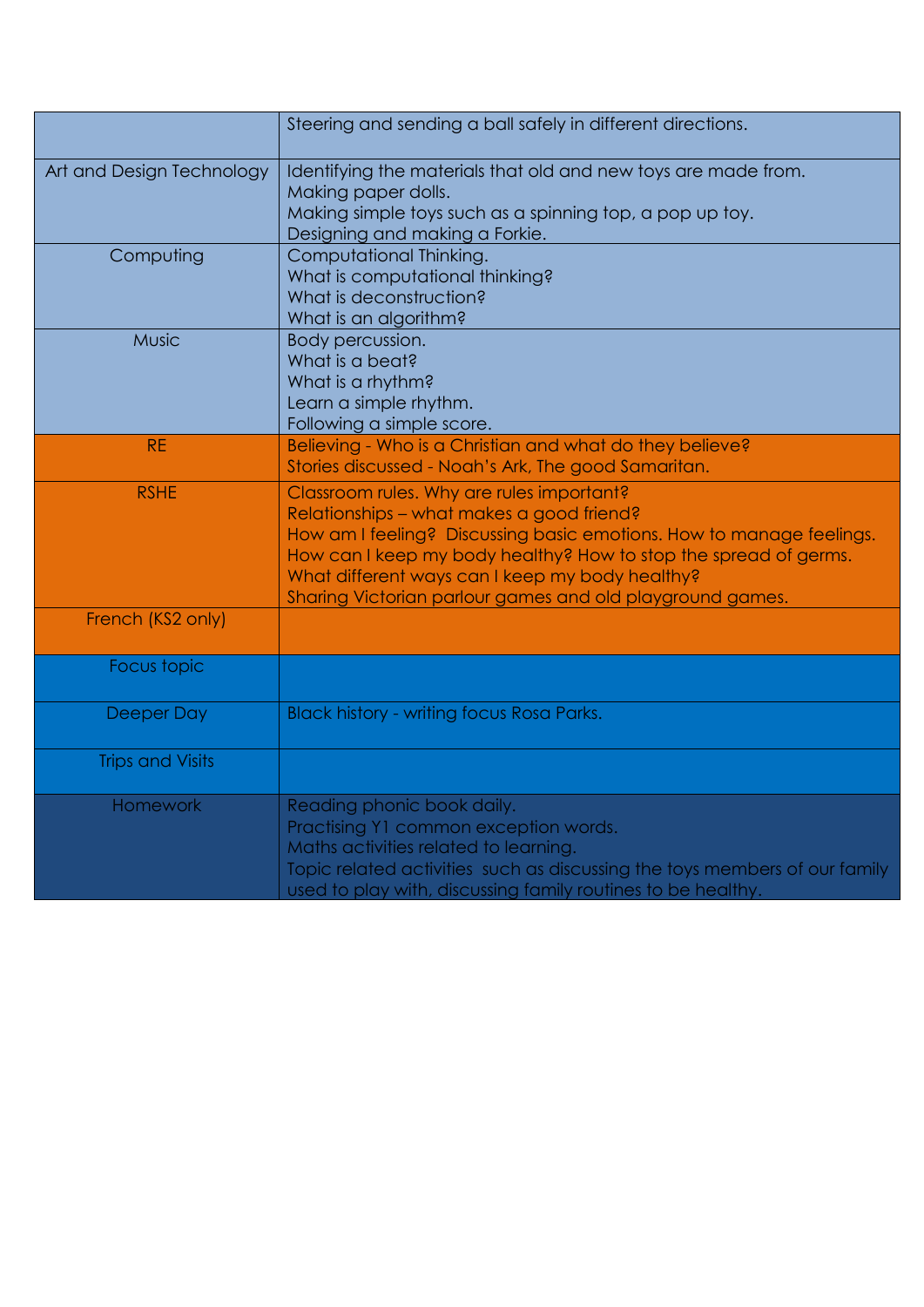| | |
|---|---|
| | Steering and sending a ball safely in different directions. |
| Art and Design Technology | Identifying the materials that old and new toys are made from.<br>Making paper dolls.<br>Making simple toys such as a spinning top, a pop up toy.<br>Designing and making a Forkie. |
| Computing | Computational Thinking.<br>What is computational thinking?<br>What is deconstruction?<br>What is an algorithm? |
| Music | Body percussion.<br>What is a beat?<br>What is a rhythm?<br>Learn a simple rhythm.<br>Following a simple score. |
| RE | Believing - Who is a Christian and what do they believe?<br>Stories discussed - Noah's Ark, The good Samaritan. |
| RSHE | Classroom rules. Why are rules important?<br>Relationships – what makes a good friend?<br>How am I feeling? Discussing basic emotions. How to manage feelings.<br>How can I keep my body healthy? How to stop the spread of germs.<br>What different ways can I keep my body healthy?<br>Sharing Victorian parlour games and old playground games. |
| French (KS2 only) | |
| Focus topic | |
| Deeper Day | Black history - writing focus Rosa Parks. |
| Trips and Visits | |
| Homework | Reading phonic book daily.<br>Practising Y1 common exception words.<br>Maths activities related to learning.<br>Topic related activities such as discussing the toys members of our family used to play with, discussing family routines to be healthy. |